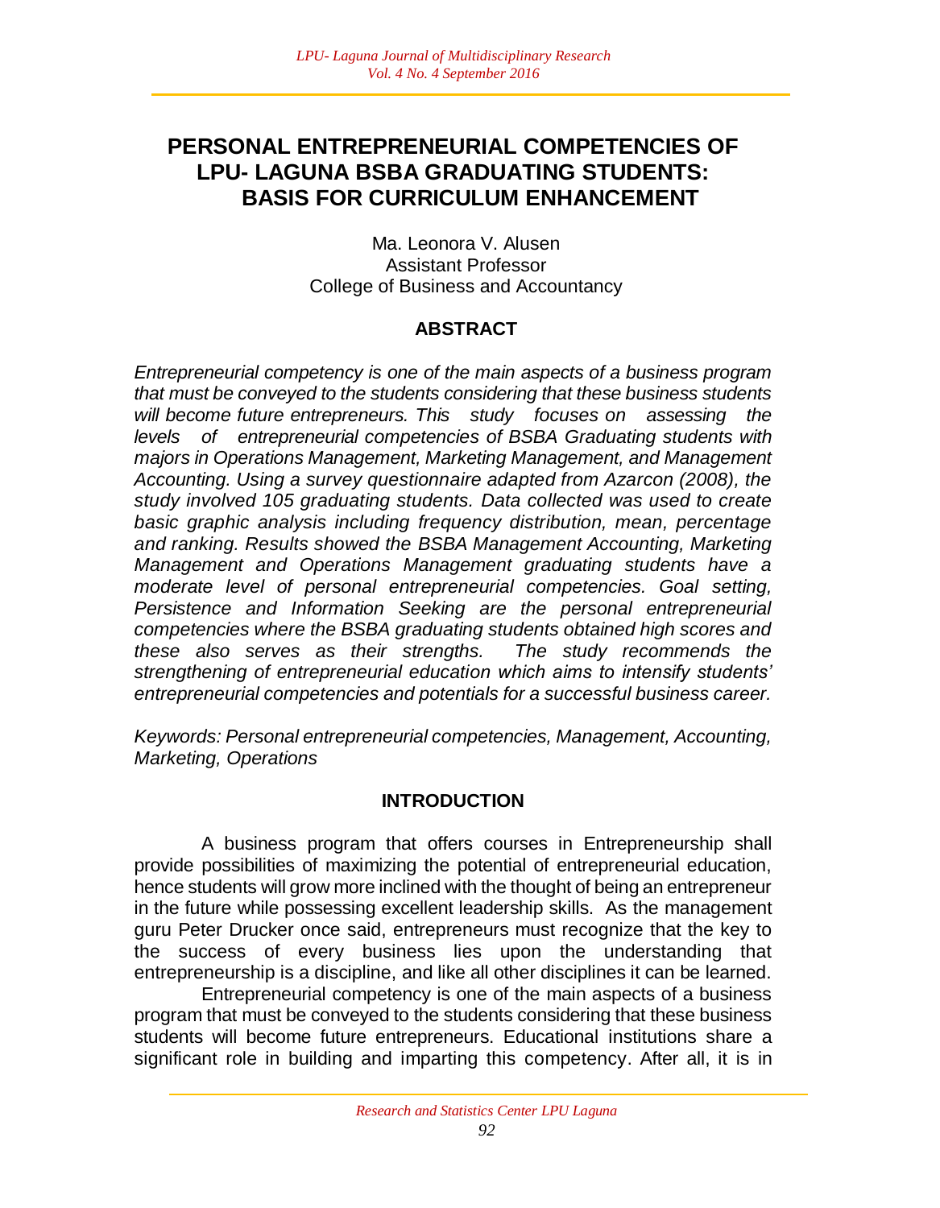# PERSONAL ENTREPRENEURIAL COMPETENCIES OF LPU- LAGUNA BSBA GRADUATING STUDENTS: BASIS FOR CURRICULUM ENHANCEMENT

Ma. Leonora V. Alusen
Assistant Professor
College of Business and Accountancy

## ABSTRACT

*Entrepreneurial competency is one of the main aspects of a business program that must be conveyed to the students considering that these business students will become future entrepreneurs. This study focuses on assessing the levels of entrepreneurial competencies of BSBA Graduating students with majors in Operations Management, Marketing Management, and Management Accounting. Using a survey questionnaire adapted from Azarcon (2008), the study involved 105 graduating students. Data collected was used to create basic graphic analysis including frequency distribution, mean, percentage and ranking. Results showed the BSBA Management Accounting, Marketing Management and Operations Management graduating students have a moderate level of personal entrepreneurial competencies. Goal setting, Persistence and Information Seeking are the personal entrepreneurial competencies where the BSBA graduating students obtained high scores and these also serves as their strengths. The study recommends the strengthening of entrepreneurial education which aims to intensify students' entrepreneurial competencies and potentials for a successful business career.*

*Keywords: Personal entrepreneurial competencies, Management, Accounting, Marketing, Operations*

## INTRODUCTION

A business program that offers courses in Entrepreneurship shall provide possibilities of maximizing the potential of entrepreneurial education, hence students will grow more inclined with the thought of being an entrepreneur in the future while possessing excellent leadership skills. As the management guru Peter Drucker once said, entrepreneurs must recognize that the key to the success of every business lies upon the understanding that entrepreneurship is a discipline, and like all other disciplines it can be learned.

Entrepreneurial competency is one of the main aspects of a business program that must be conveyed to the students considering that these business students will become future entrepreneurs. Educational institutions share a significant role in building and imparting this competency. After all, it is in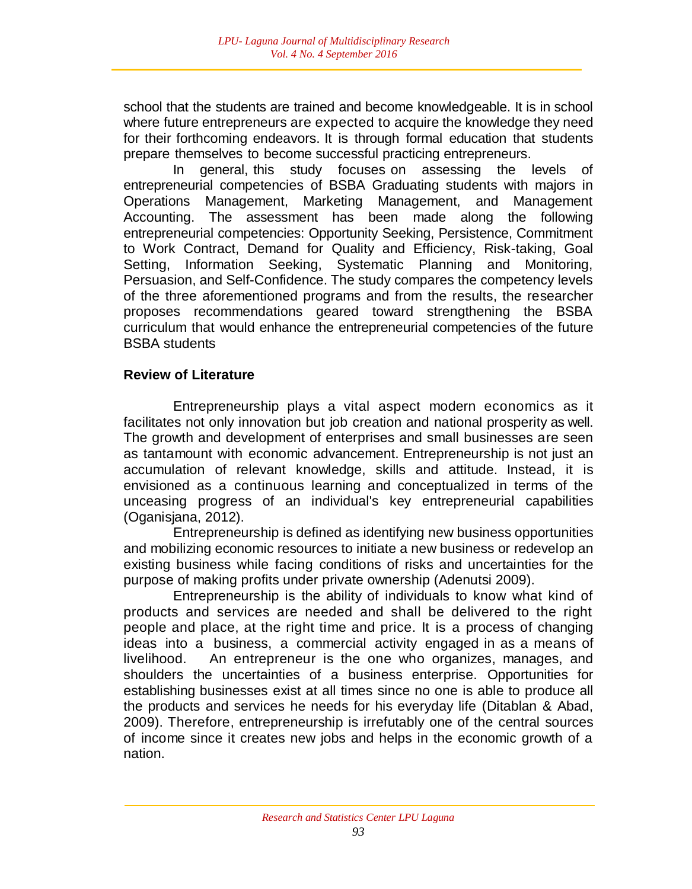school that the students are trained and become knowledgeable. It is in school where future entrepreneurs are expected to acquire the knowledge they need for their forthcoming endeavors. It is through formal education that students prepare themselves to become successful practicing entrepreneurs.

In general, this study focuses on assessing the levels of entrepreneurial competencies of BSBA Graduating students with majors in Operations Management, Marketing Management, and Management Accounting. The assessment has been made along the following entrepreneurial competencies: Opportunity Seeking, Persistence, Commitment to Work Contract, Demand for Quality and Efficiency, Risk-taking, Goal Setting, Information Seeking, Systematic Planning and Monitoring, Persuasion, and Self-Confidence. The study compares the competency levels of the three aforementioned programs and from the results, the researcher proposes recommendations geared toward strengthening the BSBA curriculum that would enhance the entrepreneurial competencies of the future BSBA students

## Review of Literature

Entrepreneurship plays a vital aspect modern economics as it facilitates not only innovation but job creation and national prosperity as well. The growth and development of enterprises and small businesses are seen as tantamount with economic advancement. Entrepreneurship is not just an accumulation of relevant knowledge, skills and attitude. Instead, it is envisioned as a continuous learning and conceptualized in terms of the unceasing progress of an individual's key entrepreneurial capabilities (Oganisjana, 2012).

Entrepreneurship is defined as identifying new business opportunities and mobilizing economic resources to initiate a new business or redevelop an existing business while facing conditions of risks and uncertainties for the purpose of making profits under private ownership (Adenutsi 2009).

Entrepreneurship is the ability of individuals to know what kind of products and services are needed and shall be delivered to the right people and place, at the right time and price. It is a process of changing ideas into a business, a commercial activity engaged in as a means of livelihood. An entrepreneur is the one who organizes, manages, and shoulders the uncertainties of a business enterprise. Opportunities for establishing businesses exist at all times since no one is able to produce all the products and services he needs for his everyday life (Ditablan & Abad, 2009). Therefore, entrepreneurship is irrefutably one of the central sources of income since it creates new jobs and helps in the economic growth of a nation.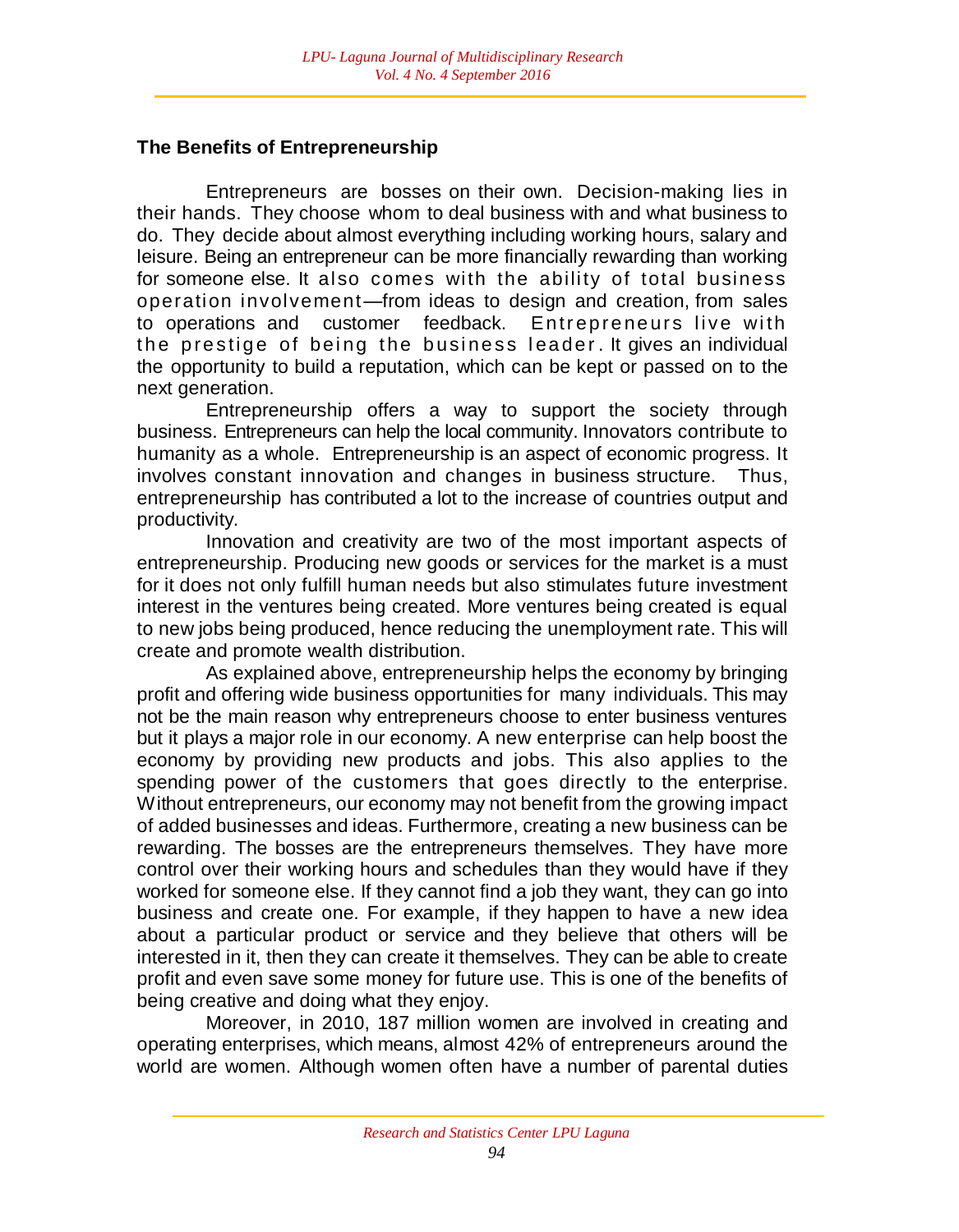## The Benefits of Entrepreneurship

Entrepreneurs are bosses on their own. Decision-making lies in their hands. They choose whom to deal business with and what business to do. They decide about almost everything including working hours, salary and leisure. Being an entrepreneur can be more financially rewarding than working for someone else. It also comes with the ability of total business operation involvement—from ideas to design and creation, from sales to operations and customer feedback. Entrepreneurs live with the prestige of being the business leader. It gives an individual the opportunity to build a reputation, which can be kept or passed on to the next generation.

Entrepreneurship offers a way to support the society through business. Entrepreneurs can help the local community. Innovators contribute to humanity as a whole. Entrepreneurship is an aspect of economic progress. It involves constant innovation and changes in business structure. Thus, entrepreneurship has contributed a lot to the increase of countries output and productivity.

Innovation and creativity are two of the most important aspects of entrepreneurship. Producing new goods or services for the market is a must for it does not only fulfill human needs but also stimulates future investment interest in the ventures being created. More ventures being created is equal to new jobs being produced, hence reducing the unemployment rate. This will create and promote wealth distribution.

As explained above, entrepreneurship helps the economy by bringing profit and offering wide business opportunities for many individuals. This may not be the main reason why entrepreneurs choose to enter business ventures but it plays a major role in our economy. A new enterprise can help boost the economy by providing new products and jobs. This also applies to the spending power of the customers that goes directly to the enterprise. Without entrepreneurs, our economy may not benefit from the growing impact of added businesses and ideas. Furthermore, creating a new business can be rewarding. The bosses are the entrepreneurs themselves. They have more control over their working hours and schedules than they would have if they worked for someone else. If they cannot find a job they want, they can go into business and create one. For example, if they happen to have a new idea about a particular product or service and they believe that others will be interested in it, then they can create it themselves. They can be able to create profit and even save some money for future use. This is one of the benefits of being creative and doing what they enjoy.

Moreover, in 2010, 187 million women are involved in creating and operating enterprises, which means, almost 42% of entrepreneurs around the world are women. Although women often have a number of parental duties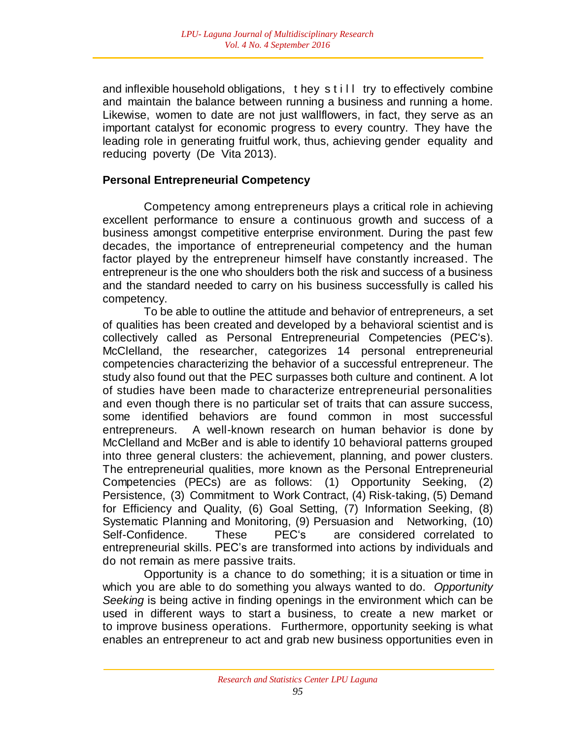and inflexible household obligations, they still try to effectively combine and maintain the balance between running a business and running a home. Likewise, women to date are not just wallflowers, in fact, they serve as an important catalyst for economic progress to every country. They have the leading role in generating fruitful work, thus, achieving gender equality and reducing poverty (De Vita 2013).

## Personal Entrepreneurial Competency

Competency among entrepreneurs plays a critical role in achieving excellent performance to ensure a continuous growth and success of a business amongst competitive enterprise environment. During the past few decades, the importance of entrepreneurial competency and the human factor played by the entrepreneur himself have constantly increased. The entrepreneur is the one who shoulders both the risk and success of a business and the standard needed to carry on his business successfully is called his competency.

To be able to outline the attitude and behavior of entrepreneurs, a set of qualities has been created and developed by a behavioral scientist and is collectively called as Personal Entrepreneurial Competencies (PEC's). McClelland, the researcher, categorizes 14 personal entrepreneurial competencies characterizing the behavior of a successful entrepreneur. The study also found out that the PEC surpasses both culture and continent. A lot of studies have been made to characterize entrepreneurial personalities and even though there is no particular set of traits that can assure success, some identified behaviors are found common in most successful entrepreneurs. A well-known research on human behavior is done by McClelland and McBer and is able to identify 10 behavioral patterns grouped into three general clusters: the achievement, planning, and power clusters. The entrepreneurial qualities, more known as the Personal Entrepreneurial Competencies (PECs) are as follows: (1) Opportunity Seeking, (2) Persistence, (3) Commitment to Work Contract, (4) Risk-taking, (5) Demand for Efficiency and Quality, (6) Goal Setting, (7) Information Seeking, (8) Systematic Planning and Monitoring, (9) Persuasion and Networking, (10) Self-Confidence. These PEC's are considered correlated to entrepreneurial skills. PEC's are transformed into actions by individuals and do not remain as mere passive traits.

Opportunity is a chance to do something; it is a situation or time in which you are able to do something you always wanted to do. *Opportunity Seeking* is being active in finding openings in the environment which can be used in different ways to start a business, to create a new market or to improve business operations. Furthermore, opportunity seeking is what enables an entrepreneur to act and grab new business opportunities even in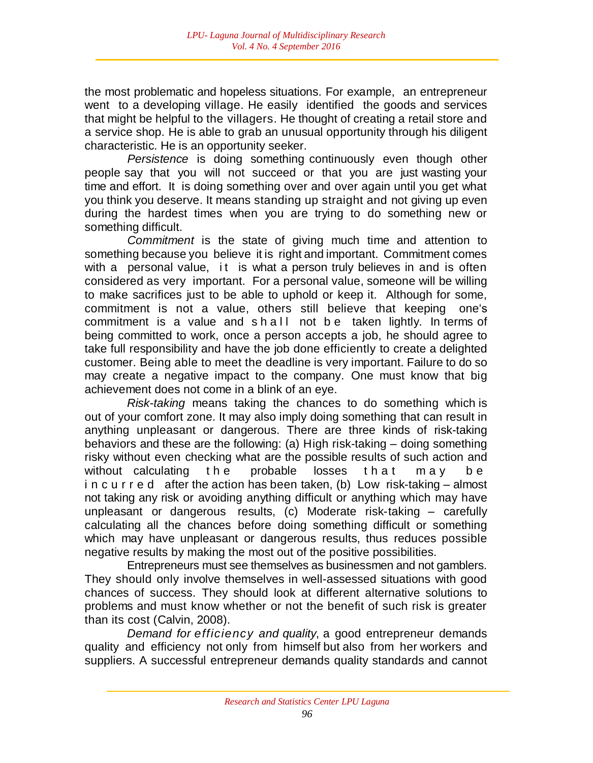the most problematic and hopeless situations. For example, an entrepreneur went to a developing village. He easily identified the goods and services that might be helpful to the villagers. He thought of creating a retail store and a service shop. He is able to grab an unusual opportunity through his diligent characteristic. He is an opportunity seeker.

*Persistence* is doing something continuously even though other people say that you will not succeed or that you are just wasting your time and effort. It is doing something over and over again until you get what you think you deserve. It means standing up straight and not giving up even during the hardest times when you are trying to do something new or something difficult.

*Commitment* is the state of giving much time and attention to something because you believe it is right and important. Commitment comes with a personal value, it is what a person truly believes in and is often considered as very important. For a personal value, someone will be willing to make sacrifices just to be able to uphold or keep it. Although for some, commitment is not a value, others still believe that keeping one's commitment is a value and shall not be taken lightly. In terms of being committed to work, once a person accepts a job, he should agree to take full responsibility and have the job done efficiently to create a delighted customer. Being able to meet the deadline is very important. Failure to do so may create a negative impact to the company. One must know that big achievement does not come in a blink of an eye.

*Risk-taking* means taking the chances to do something which is out of your comfort zone. It may also imply doing something that can result in anything unpleasant or dangerous. There are three kinds of risk-taking behaviors and these are the following: (a) High risk-taking – doing something risky without even checking what are the possible results of such action and without calculating the probable losses that may be incurred after the action has been taken, (b) Low risk-taking – almost not taking any risk or avoiding anything difficult or anything which may have unpleasant or dangerous results, (c) Moderate risk-taking – carefully calculating all the chances before doing something difficult or something which may have unpleasant or dangerous results, thus reduces possible negative results by making the most out of the positive possibilities.

Entrepreneurs must see themselves as businessmen and not gamblers. They should only involve themselves in well-assessed situations with good chances of success. They should look at different alternative solutions to problems and must know whether or not the benefit of such risk is greater than its cost (Calvin, 2008).

*Demand for efficiency and quality*, a good entrepreneur demands quality and efficiency not only from himself but also from her workers and suppliers. A successful entrepreneur demands quality standards and cannot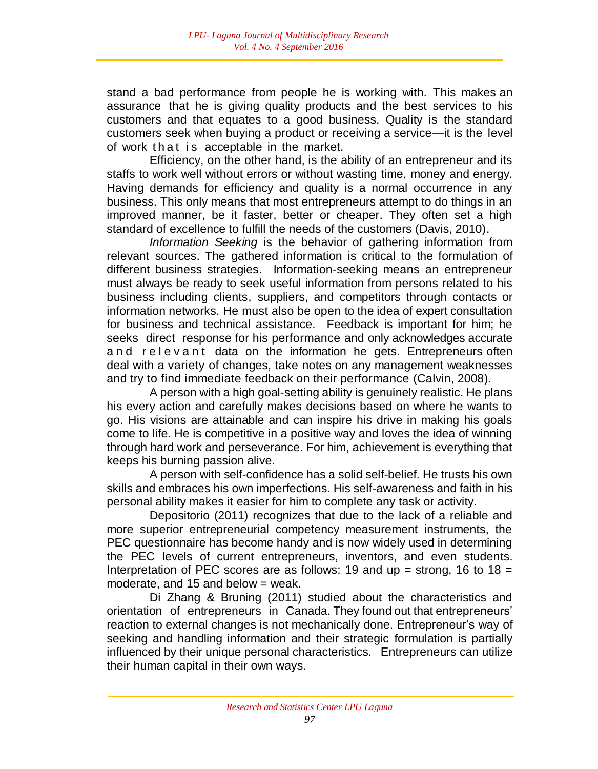stand a bad performance from people he is working with. This makes an assurance that he is giving quality products and the best services to his customers and that equates to a good business. Quality is the standard customers seek when buying a product or receiving a service—it is the level of work that is acceptable in the market.

Efficiency, on the other hand, is the ability of an entrepreneur and its staffs to work well without errors or without wasting time, money and energy. Having demands for efficiency and quality is a normal occurrence in any business. This only means that most entrepreneurs attempt to do things in an improved manner, be it faster, better or cheaper. They often set a high standard of excellence to fulfill the needs of the customers (Davis, 2010).

*Information Seeking* is the behavior of gathering information from relevant sources. The gathered information is critical to the formulation of different business strategies. Information-seeking means an entrepreneur must always be ready to seek useful information from persons related to his business including clients, suppliers, and competitors through contacts or information networks. He must also be open to the idea of expert consultation for business and technical assistance. Feedback is important for him; he seeks direct response for his performance and only acknowledges accurate and relevant data on the information he gets. Entrepreneurs often deal with a variety of changes, take notes on any management weaknesses and try to find immediate feedback on their performance (Calvin, 2008).

A person with a high goal-setting ability is genuinely realistic. He plans his every action and carefully makes decisions based on where he wants to go. His visions are attainable and can inspire his drive in making his goals come to life. He is competitive in a positive way and loves the idea of winning through hard work and perseverance. For him, achievement is everything that keeps his burning passion alive.

A person with self-confidence has a solid self-belief. He trusts his own skills and embraces his own imperfections. His self-awareness and faith in his personal ability makes it easier for him to complete any task or activity.

Depositorio (2011) recognizes that due to the lack of a reliable and more superior entrepreneurial competency measurement instruments, the PEC questionnaire has become handy and is now widely used in determining the PEC levels of current entrepreneurs, inventors, and even students. Interpretation of PEC scores are as follows: 19 and up = strong, 16 to 18 = moderate, and 15 and below = weak.

Di Zhang & Bruning (2011) studied about the characteristics and orientation of entrepreneurs in Canada. They found out that entrepreneurs' reaction to external changes is not mechanically done. Entrepreneur's way of seeking and handling information and their strategic formulation is partially influenced by their unique personal characteristics. Entrepreneurs can utilize their human capital in their own ways.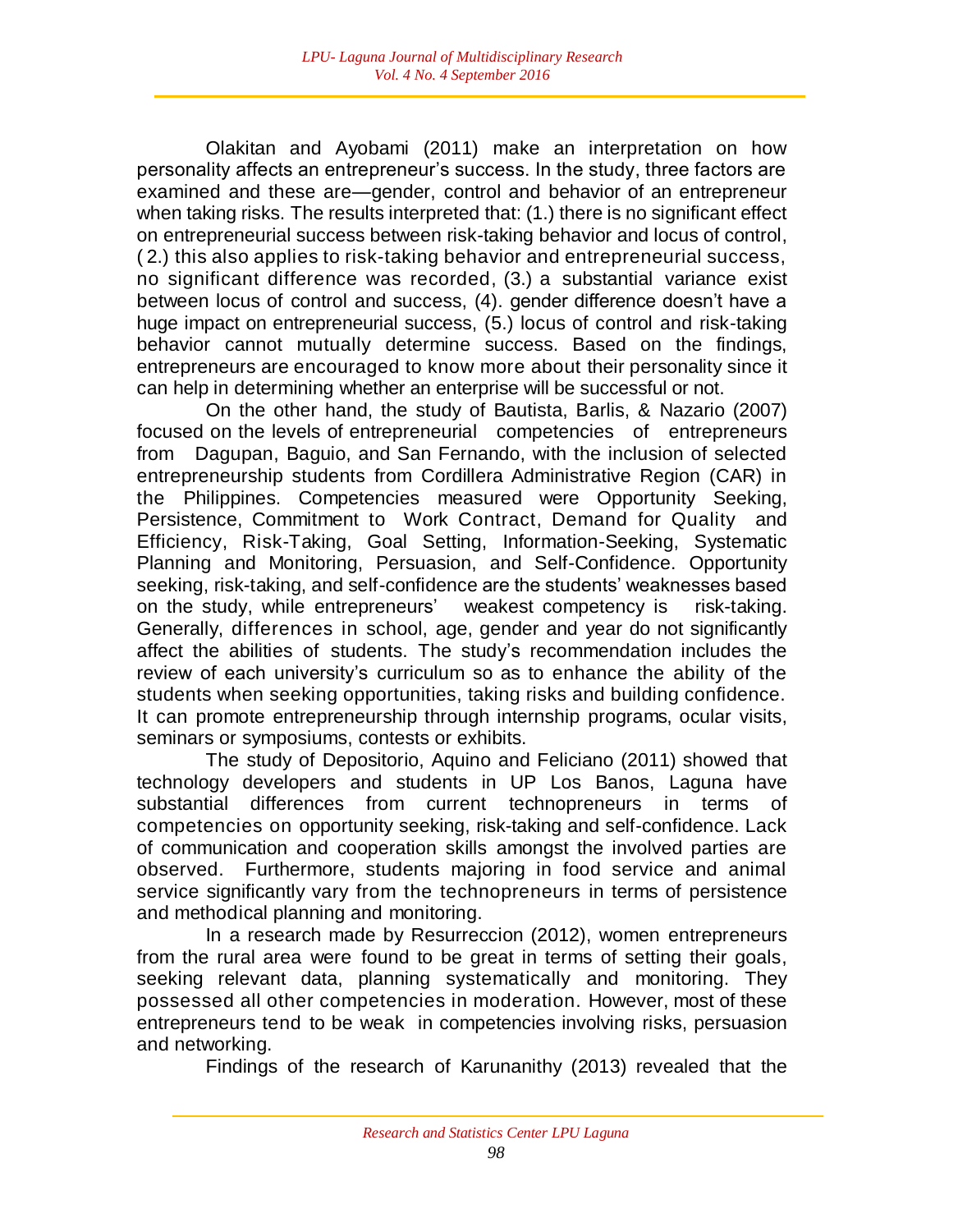Olakitan and Ayobami (2011) make an interpretation on how personality affects an entrepreneur's success. In the study, three factors are examined and these are—gender, control and behavior of an entrepreneur when taking risks. The results interpreted that: (1.) there is no significant effect on entrepreneurial success between risk-taking behavior and locus of control, ( 2.) this also applies to risk-taking behavior and entrepreneurial success, no significant difference was recorded, (3.) a substantial variance exist between locus of control and success, (4). gender difference doesn't have a huge impact on entrepreneurial success, (5.) locus of control and risk-taking behavior cannot mutually determine success. Based on the findings, entrepreneurs are encouraged to know more about their personality since it can help in determining whether an enterprise will be successful or not.

On the other hand, the study of Bautista, Barlis, & Nazario (2007) focused on the levels of entrepreneurial competencies of entrepreneurs from Dagupan, Baguio, and San Fernando, with the inclusion of selected entrepreneurship students from Cordillera Administrative Region (CAR) in the Philippines. Competencies measured were Opportunity Seeking, Persistence, Commitment to Work Contract, Demand for Quality and Efficiency, Risk-Taking, Goal Setting, Information-Seeking, Systematic Planning and Monitoring, Persuasion, and Self-Confidence. Opportunity seeking, risk-taking, and self-confidence are the students' weaknesses based on the study, while entrepreneurs' weakest competency is risk-taking. Generally, differences in school, age, gender and year do not significantly affect the abilities of students. The study's recommendation includes the review of each university's curriculum so as to enhance the ability of the students when seeking opportunities, taking risks and building confidence. It can promote entrepreneurship through internship programs, ocular visits, seminars or symposiums, contests or exhibits.

The study of Depositorio, Aquino and Feliciano (2011) showed that technology developers and students in UP Los Banos, Laguna have substantial differences from current technopreneurs in terms of competencies on opportunity seeking, risk-taking and self-confidence. Lack of communication and cooperation skills amongst the involved parties are observed. Furthermore, students majoring in food service and animal service significantly vary from the technopreneurs in terms of persistence and methodical planning and monitoring.

In a research made by Resurreccion (2012), women entrepreneurs from the rural area were found to be great in terms of setting their goals, seeking relevant data, planning systematically and monitoring. They possessed all other competencies in moderation. However, most of these entrepreneurs tend to be weak in competencies involving risks, persuasion and networking.

Findings of the research of Karunanithy (2013) revealed that the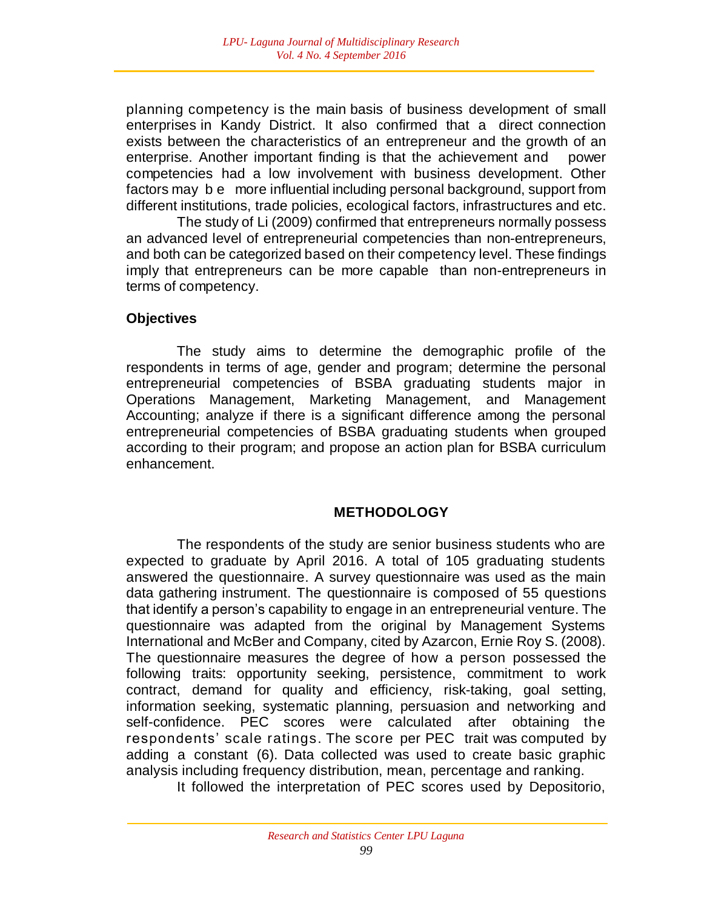planning competency is the main basis of business development of small enterprises in Kandy District. It also confirmed that a direct connection exists between the characteristics of an entrepreneur and the growth of an enterprise. Another important finding is that the achievement and power competencies had a low involvement with business development. Other factors may b e more influential including personal background, support from different institutions, trade policies, ecological factors, infrastructures and etc.

The study of Li (2009) confirmed that entrepreneurs normally possess an advanced level of entrepreneurial competencies than non-entrepreneurs, and both can be categorized based on their competency level. These findings imply that entrepreneurs can be more capable than non-entrepreneurs in terms of competency.

## Objectives

The study aims to determine the demographic profile of the respondents in terms of age, gender and program; determine the personal entrepreneurial competencies of BSBA graduating students major in Operations Management, Marketing Management, and Management Accounting; analyze if there is a significant difference among the personal entrepreneurial competencies of BSBA graduating students when grouped according to their program; and propose an action plan for BSBA curriculum enhancement.

## METHODOLOGY

The respondents of the study are senior business students who are expected to graduate by April 2016. A total of 105 graduating students answered the questionnaire. A survey questionnaire was used as the main data gathering instrument. The questionnaire is composed of 55 questions that identify a person's capability to engage in an entrepreneurial venture. The questionnaire was adapted from the original by Management Systems International and McBer and Company, cited by Azarcon, Ernie Roy S. (2008). The questionnaire measures the degree of how a person possessed the following traits: opportunity seeking, persistence, commitment to work contract, demand for quality and efficiency, risk-taking, goal setting, information seeking, systematic planning, persuasion and networking and self-confidence. PEC scores were calculated after obtaining the respondents' scale ratings. The score per PEC trait was computed by adding a constant (6). Data collected was used to create basic graphic analysis including frequency distribution, mean, percentage and ranking.

It followed the interpretation of PEC scores used by Depositorio,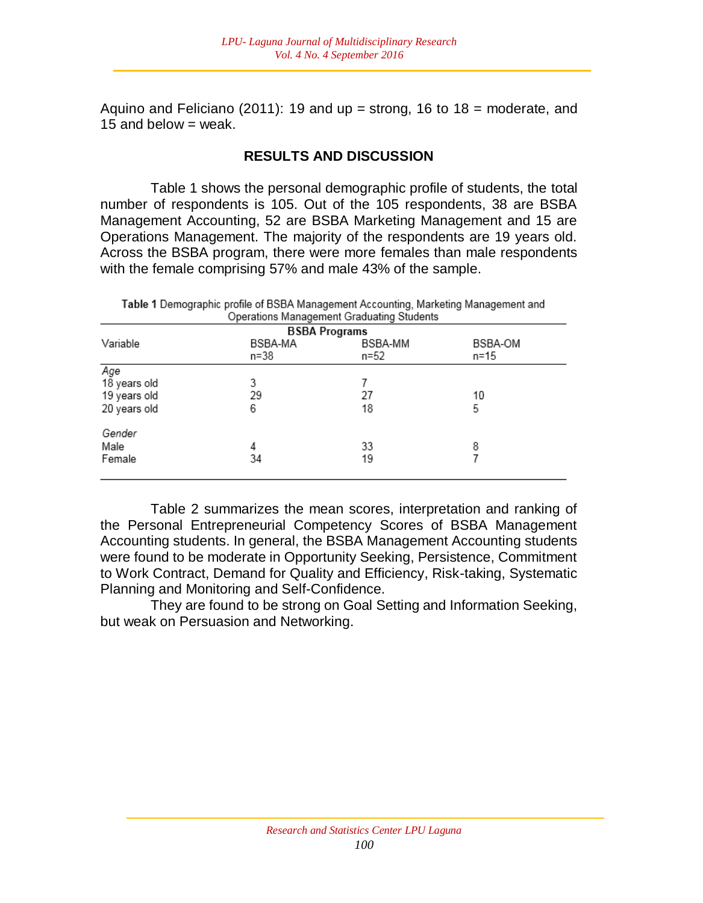Aquino and Feliciano (2011): 19 and up = strong, 16 to 18 = moderate, and 15 and below = weak.

## RESULTS AND DISCUSSION

Table 1 shows the personal demographic profile of students, the total number of respondents is 105. Out of the 105 respondents, 38 are BSBA Management Accounting, 52 are BSBA Marketing Management and 15 are Operations Management. The majority of the respondents are 19 years old. Across the BSBA program, there were more females than male respondents with the female comprising 57% and male 43% of the sample.

**Table 1** Demographic profile of BSBA Management Accounting, Marketing Management and Operations Management Graduating Students

| Variable | BSBA Programs | | |
|---|---|---|---|
| | BSBA-MA n=38 | BSBA-MM n=52 | BSBA-OM n=15 |
| *Age* | | | |
| 18 years old | 3 | 7 | |
| 19 years old | 29 | 27 | 10 |
| 20 years old | 6 | 18 | 5 |
| *Gender* | | | |
| Male | 4 | 33 | 8 |
| Female | 34 | 19 | 7 |

Table 2 summarizes the mean scores, interpretation and ranking of the Personal Entrepreneurial Competency Scores of BSBA Management Accounting students. In general, the BSBA Management Accounting students were found to be moderate in Opportunity Seeking, Persistence, Commitment to Work Contract, Demand for Quality and Efficiency, Risk-taking, Systematic Planning and Monitoring and Self-Confidence.

They are found to be strong on Goal Setting and Information Seeking, but weak on Persuasion and Networking.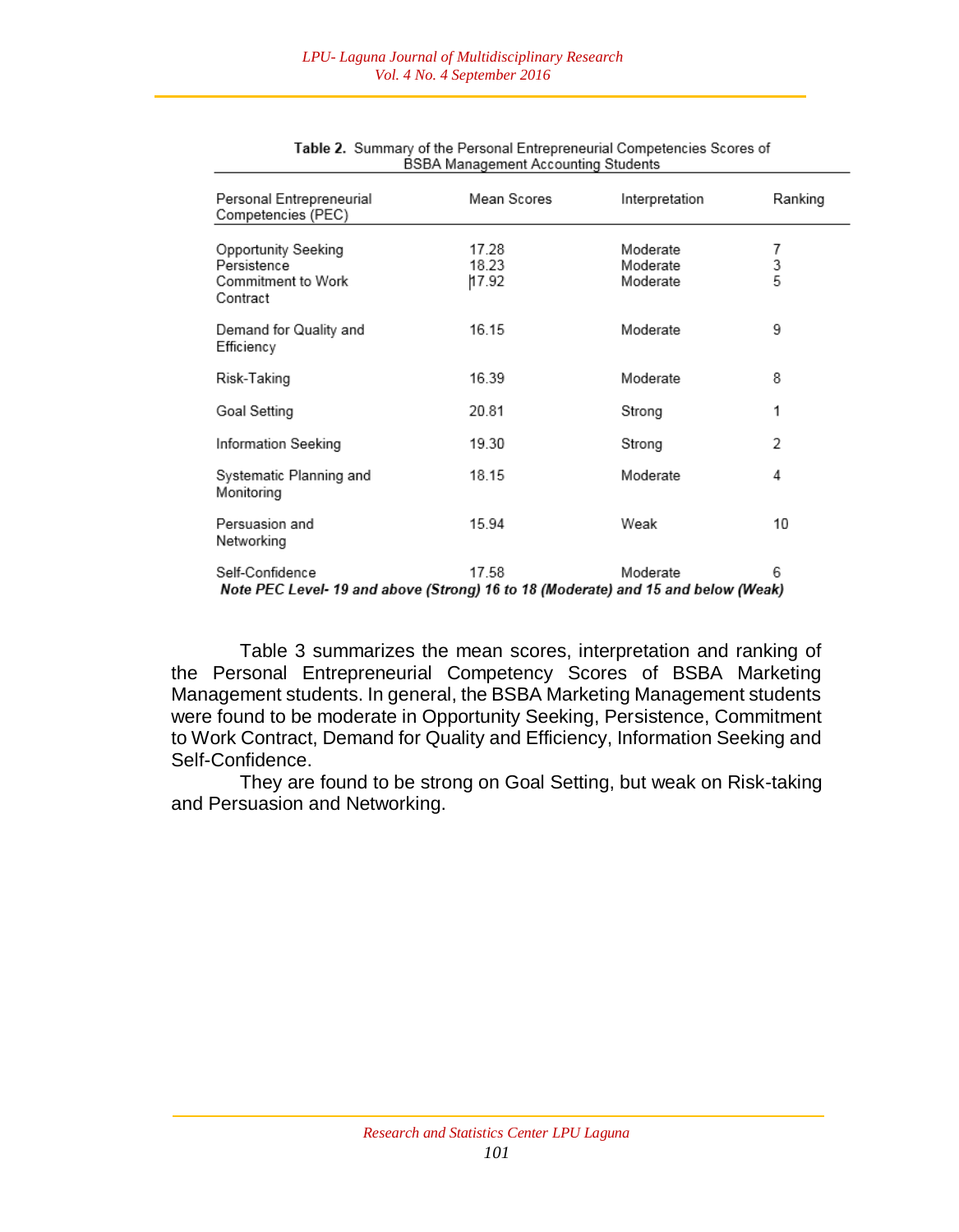**Table 2.** Summary of the Personal Entrepreneurial Competencies Scores of BSBA Management Accounting Students

| Personal Entrepreneurial Competencies (PEC) | Mean Scores | Interpretation | Ranking |
|---|---|---|---|
| Opportunity Seeking | 17.28 | Moderate | 7 |
| Persistence | 18.23 | Moderate | 3 |
| Commitment to Work Contract | 17.92 | Moderate | 5 |
| Demand for Quality and Efficiency | 16.15 | Moderate | 9 |
| Risk-Taking | 16.39 | Moderate | 8 |
| Goal Setting | 20.81 | Strong | 1 |
| Information Seeking | 19.30 | Strong | 2 |
| Systematic Planning and Monitoring | 18.15 | Moderate | 4 |
| Persuasion and Networking | 15.94 | Weak | 10 |
| Self-Confidence | 17.58 | Moderate | 6 |

***Note PEC Level- 19 and above (Strong) 16 to 18 (Moderate) and 15 and below (Weak)***

Table 3 summarizes the mean scores, interpretation and ranking of the Personal Entrepreneurial Competency Scores of BSBA Marketing Management students. In general, the BSBA Marketing Management students were found to be moderate in Opportunity Seeking, Persistence, Commitment to Work Contract, Demand for Quality and Efficiency, Information Seeking and Self-Confidence.

They are found to be strong on Goal Setting, but weak on Risk-taking and Persuasion and Networking.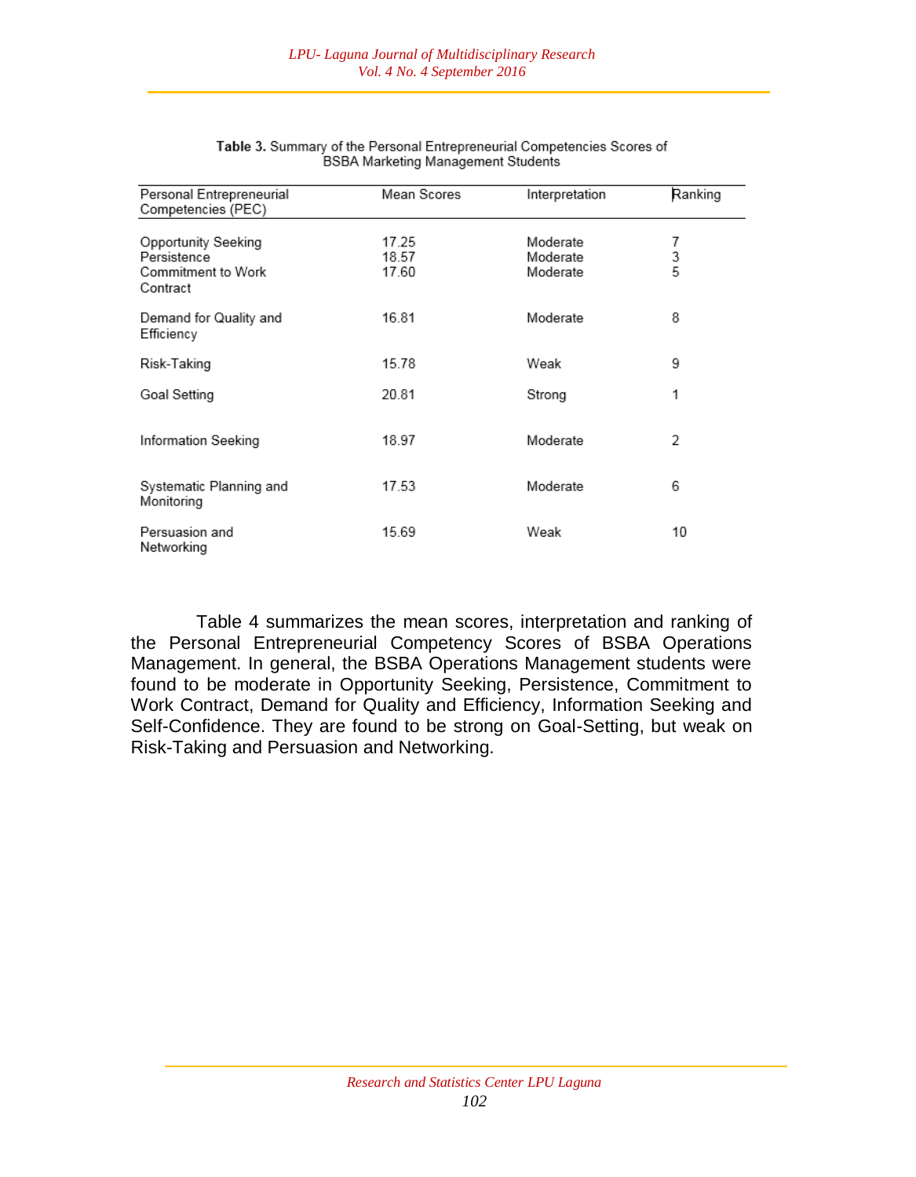**Table 3.** Summary of the Personal Entrepreneurial Competencies Scores of BSBA Marketing Management Students

| Personal Entrepreneurial Competencies (PEC) | Mean Scores | Interpretation | Ranking |
|---|---|---|---|
| Opportunity Seeking | 17.25 | Moderate | 7 |
| Persistence | 18.57 | Moderate | 3 |
| Commitment to Work Contract | 17.60 | Moderate | 5 |
| Demand for Quality and Efficiency | 16.81 | Moderate | 8 |
| Risk-Taking | 15.78 | Weak | 9 |
| Goal Setting | 20.81 | Strong | 1 |
| Information Seeking | 18.97 | Moderate | 2 |
| Systematic Planning and Monitoring | 17.53 | Moderate | 6 |
| Persuasion and Networking | 15.69 | Weak | 10 |

Table 4 summarizes the mean scores, interpretation and ranking of the Personal Entrepreneurial Competency Scores of BSBA Operations Management. In general, the BSBA Operations Management students were found to be moderate in Opportunity Seeking, Persistence, Commitment to Work Contract, Demand for Quality and Efficiency, Information Seeking and Self-Confidence. They are found to be strong on Goal-Setting, but weak on Risk-Taking and Persuasion and Networking.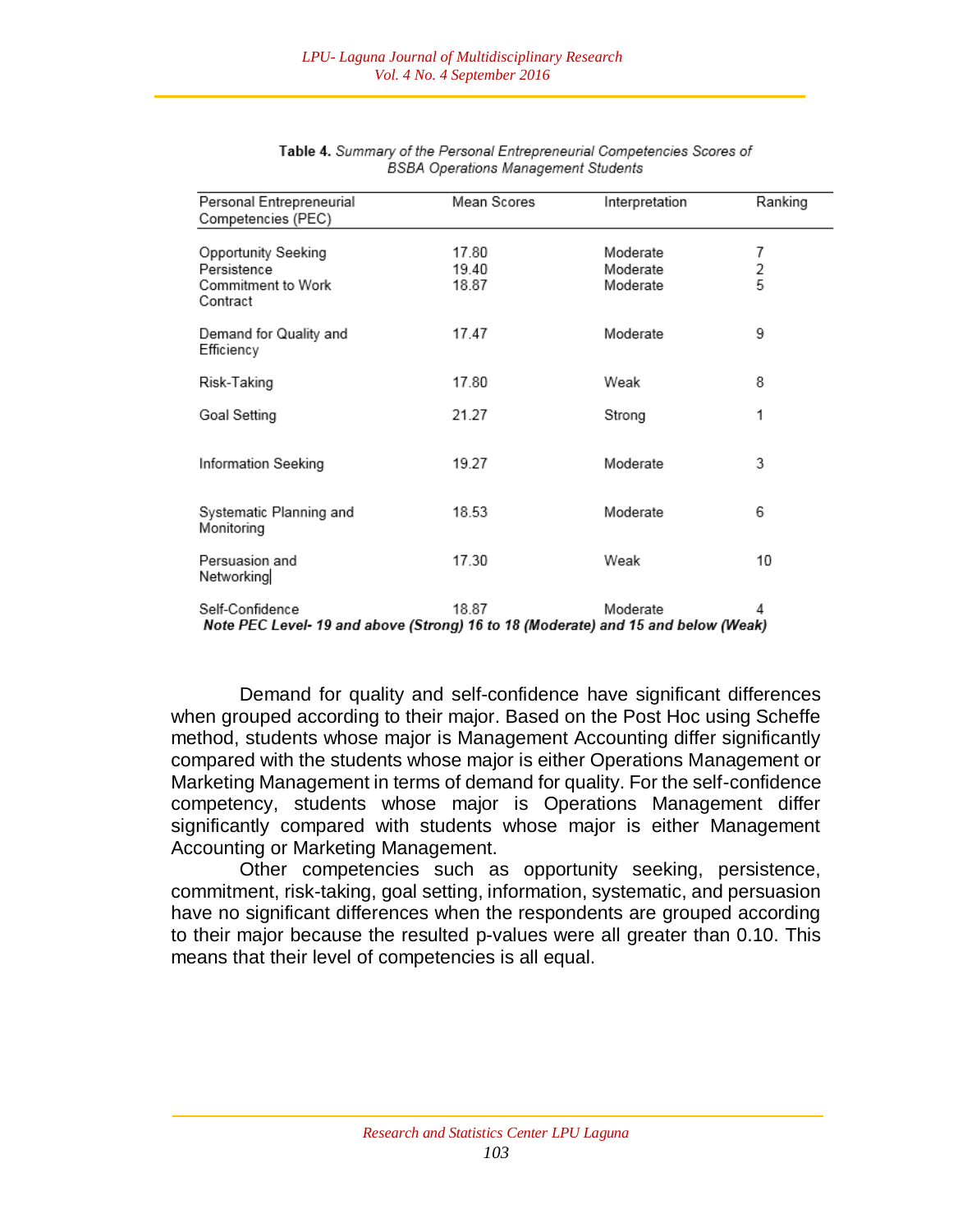**Table 4.** *Summary of the Personal Entrepreneurial Competencies Scores of BSBA Operations Management Students*

| Personal Entrepreneurial Competencies (PEC) | Mean Scores | Interpretation | Ranking |
|---|---|---|---|
| Opportunity Seeking | 17.80 | Moderate | 7 |
| Persistence | 19.40 | Moderate | 2 |
| Commitment to Work Contract | 18.87 | Moderate | 5 |
| Demand for Quality and Efficiency | 17.47 | Moderate | 9 |
| Risk-Taking | 17.80 | Weak | 8 |
| Goal Setting | 21.27 | Strong | 1 |
| Information Seeking | 19.27 | Moderate | 3 |
| Systematic Planning and Monitoring | 18.53 | Moderate | 6 |
| Persuasion and Networking | 17.30 | Weak | 10 |
| Self-Confidence | 18.87 | Moderate | 4 |

***Note PEC Level- 19 and above (Strong) 16 to 18 (Moderate) and 15 and below (Weak)***

Demand for quality and self-confidence have significant differences when grouped according to their major. Based on the Post Hoc using Scheffe method, students whose major is Management Accounting differ significantly compared with the students whose major is either Operations Management or Marketing Management in terms of demand for quality. For the self-confidence competency, students whose major is Operations Management differ significantly compared with students whose major is either Management Accounting or Marketing Management.

Other competencies such as opportunity seeking, persistence, commitment, risk-taking, goal setting, information, systematic, and persuasion have no significant differences when the respondents are grouped according to their major because the resulted p-values were all greater than 0.10. This means that their level of competencies is all equal.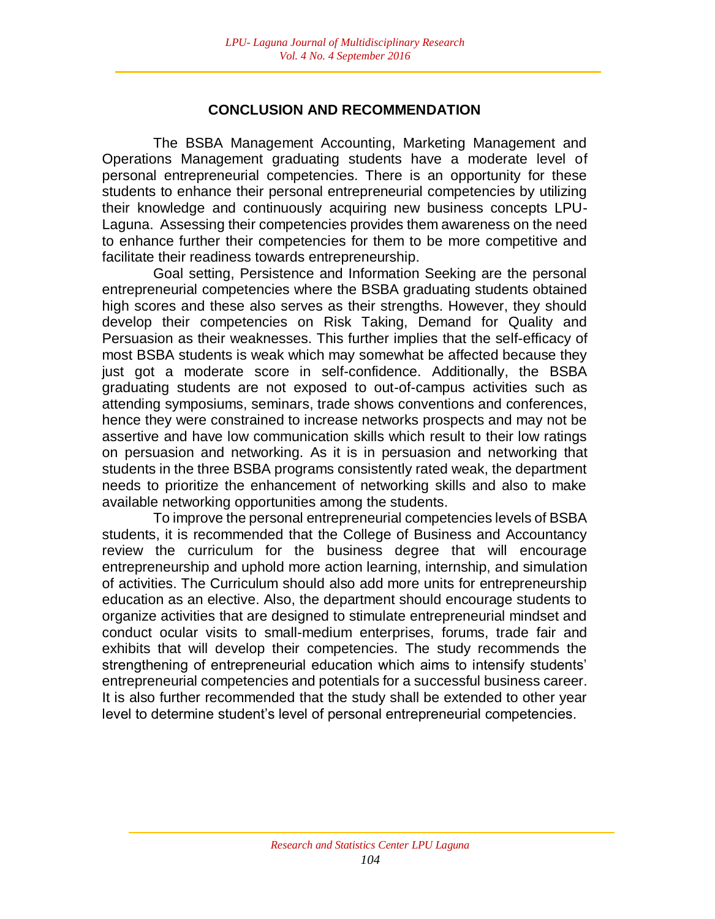## CONCLUSION AND RECOMMENDATION

The BSBA Management Accounting, Marketing Management and Operations Management graduating students have a moderate level of personal entrepreneurial competencies. There is an opportunity for these students to enhance their personal entrepreneurial competencies by utilizing their knowledge and continuously acquiring new business concepts LPU-Laguna. Assessing their competencies provides them awareness on the need to enhance further their competencies for them to be more competitive and facilitate their readiness towards entrepreneurship.

Goal setting, Persistence and Information Seeking are the personal entrepreneurial competencies where the BSBA graduating students obtained high scores and these also serves as their strengths. However, they should develop their competencies on Risk Taking, Demand for Quality and Persuasion as their weaknesses. This further implies that the self-efficacy of most BSBA students is weak which may somewhat be affected because they just got a moderate score in self-confidence. Additionally, the BSBA graduating students are not exposed to out-of-campus activities such as attending symposiums, seminars, trade shows conventions and conferences, hence they were constrained to increase networks prospects and may not be assertive and have low communication skills which result to their low ratings on persuasion and networking. As it is in persuasion and networking that students in the three BSBA programs consistently rated weak, the department needs to prioritize the enhancement of networking skills and also to make available networking opportunities among the students.

To improve the personal entrepreneurial competencies levels of BSBA students, it is recommended that the College of Business and Accountancy review the curriculum for the business degree that will encourage entrepreneurship and uphold more action learning, internship, and simulation of activities. The Curriculum should also add more units for entrepreneurship education as an elective. Also, the department should encourage students to organize activities that are designed to stimulate entrepreneurial mindset and conduct ocular visits to small-medium enterprises, forums, trade fair and exhibits that will develop their competencies. The study recommends the strengthening of entrepreneurial education which aims to intensify students' entrepreneurial competencies and potentials for a successful business career. It is also further recommended that the study shall be extended to other year level to determine student's level of personal entrepreneurial competencies.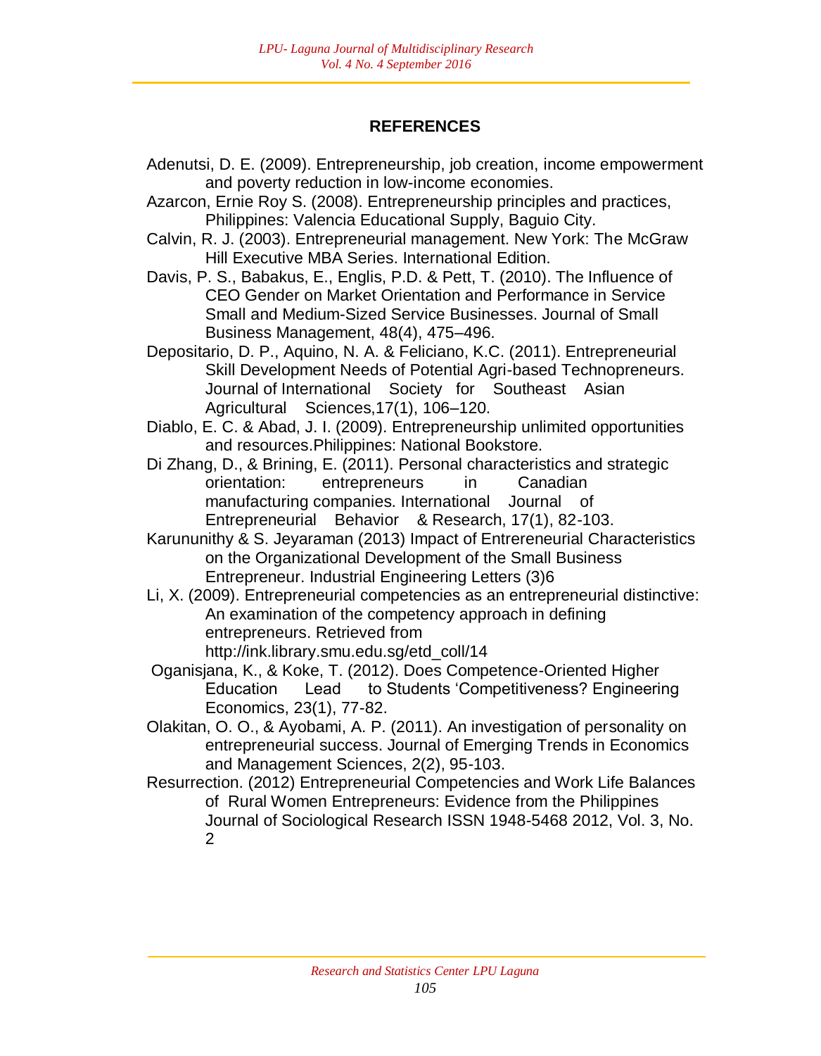## REFERENCES

Adenutsi, D. E. (2009). Entrepreneurship, job creation, income empowerment and poverty reduction in low-income economies.

Azarcon, Ernie Roy S. (2008). Entrepreneurship principles and practices, Philippines: Valencia Educational Supply, Baguio City.

Calvin, R. J. (2003). Entrepreneurial management. New York: The McGraw Hill Executive MBA Series. International Edition.

Davis, P. S., Babakus, E., Englis, P.D. & Pett, T. (2010). The Influence of CEO Gender on Market Orientation and Performance in Service Small and Medium-Sized Service Businesses. Journal of Small Business Management, 48(4), 475–496.

Depositario, D. P., Aquino, N. A. & Feliciano, K.C. (2011). Entrepreneurial Skill Development Needs of Potential Agri-based Technopreneurs. Journal of International Society for Southeast Asian Agricultural Sciences,17(1), 106–120.

Diablo, E. C. & Abad, J. I. (2009). Entrepreneurship unlimited opportunities and resources.Philippines: National Bookstore.

Di Zhang, D., & Brining, E. (2011). Personal characteristics and strategic orientation: entrepreneurs in Canadian manufacturing companies. International Journal of Entrepreneurial Behavior & Research, 17(1), 82-103.

Karununithy & S. Jeyaraman (2013) Impact of Entrereneurial Characteristics on the Organizational Development of the Small Business Entrepreneur. Industrial Engineering Letters (3)6

Li, X. (2009). Entrepreneurial competencies as an entrepreneurial distinctive: An examination of the competency approach in defining entrepreneurs. Retrieved from http://ink.library.smu.edu.sg/etd_coll/14

Oganisjana, K., & Koke, T. (2012). Does Competence-Oriented Higher Education Lead to Students 'Competitiveness? Engineering Economics, 23(1), 77-82.

Olakitan, O. O., & Ayobami, A. P. (2011). An investigation of personality on entrepreneurial success. Journal of Emerging Trends in Economics and Management Sciences, 2(2), 95-103.

Resurrection. (2012) Entrepreneurial Competencies and Work Life Balances of Rural Women Entrepreneurs: Evidence from the Philippines Journal of Sociological Research ISSN 1948-5468 2012, Vol. 3, No. 2